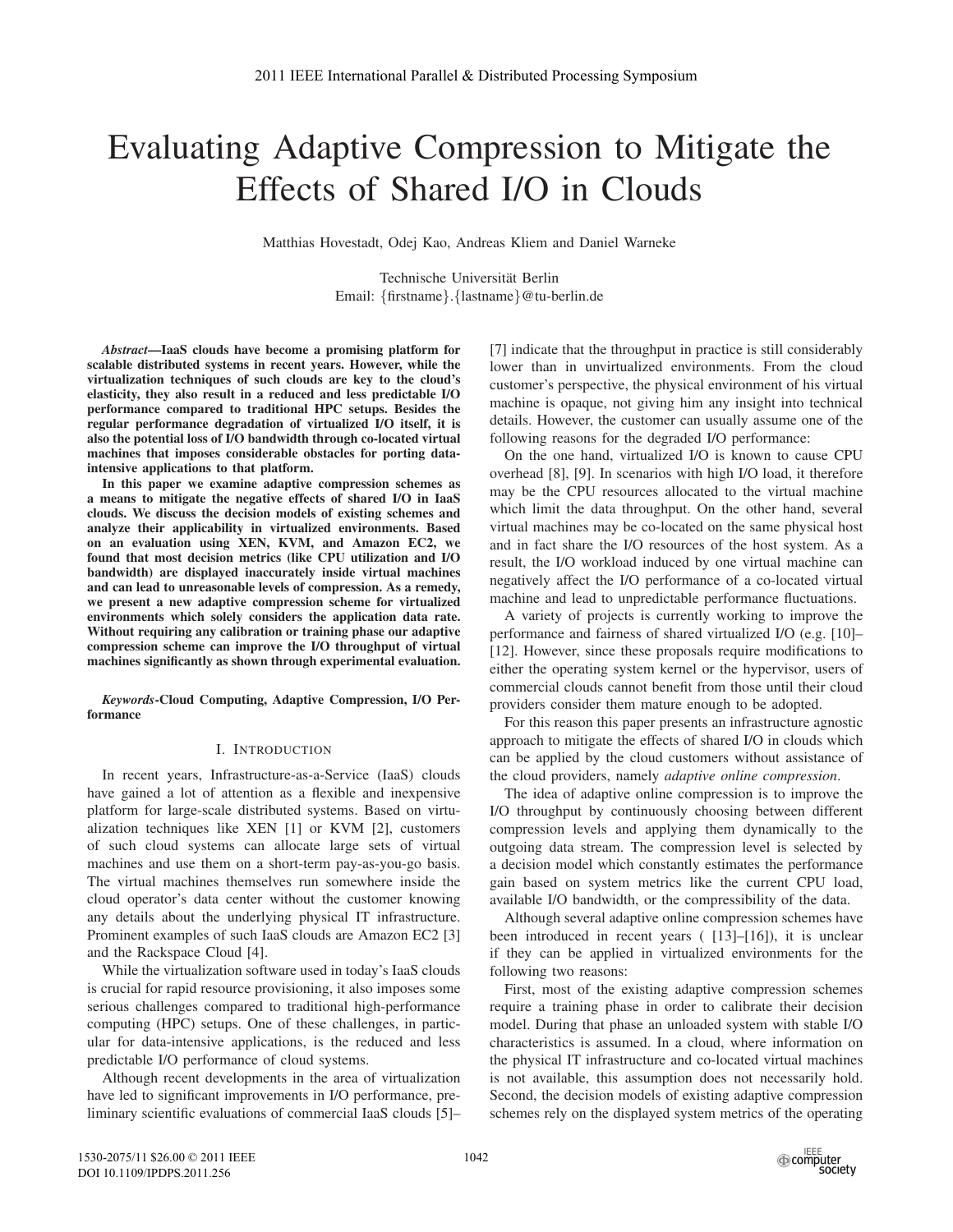# Evaluating Adaptive Compression to Mitigate the Effects of Shared I/O in Clouds

Matthias Hovestadt, Odej Kao, Andreas Kliem and Daniel Warneke

Technische Universität Berlin
Email: {firstname}.{lastname}@tu-berlin.de

***Abstract*—IaaS clouds have become a promising platform for scalable distributed systems in recent years. However, while the virtualization techniques of such clouds are key to the cloud's elasticity, they also result in a reduced and less predictable I/O performance compared to traditional HPC setups. Besides the regular performance degradation of virtualized I/O itself, it is also the potential loss of I/O bandwidth through co-located virtual machines that imposes considerable obstacles for porting data-intensive applications to that platform.**

**In this paper we examine adaptive compression schemes as a means to mitigate the negative effects of shared I/O in IaaS clouds. We discuss the decision models of existing schemes and analyze their applicability in virtualized environments. Based on an evaluation using XEN, KVM, and Amazon EC2, we found that most decision metrics (like CPU utilization and I/O bandwidth) are displayed inaccurately inside virtual machines and can lead to unreasonable levels of compression. As a remedy, we present a new adaptive compression scheme for virtualized environments which solely considers the application data rate. Without requiring any calibration or training phase our adaptive compression scheme can improve the I/O throughput of virtual machines significantly as shown through experimental evaluation.**

***Keywords*-Cloud Computing, Adaptive Compression, I/O Performance**

## I. Introduction

In recent years, Infrastructure-as-a-Service (IaaS) clouds have gained a lot of attention as a flexible and inexpensive platform for large-scale distributed systems. Based on virtualization techniques like XEN [1] or KVM [2], customers of such cloud systems can allocate large sets of virtual machines and use them on a short-term pay-as-you-go basis. The virtual machines themselves run somewhere inside the cloud operator's data center without the customer knowing any details about the underlying physical IT infrastructure. Prominent examples of such IaaS clouds are Amazon EC2 [3] and the Rackspace Cloud [4].

While the virtualization software used in today's IaaS clouds is crucial for rapid resource provisioning, it also imposes some serious challenges compared to traditional high-performance computing (HPC) setups. One of these challenges, in particular for data-intensive applications, is the reduced and less predictable I/O performance of cloud systems.

Although recent developments in the area of virtualization have led to significant improvements in I/O performance, preliminary scientific evaluations of commercial IaaS clouds [5]–[7] indicate that the throughput in practice is still considerably lower than in unvirtualized environments. From the cloud customer's perspective, the physical environment of his virtual machine is opaque, not giving him any insight into technical details. However, the customer can usually assume one of the following reasons for the degraded I/O performance:

On the one hand, virtualized I/O is known to cause CPU overhead [8], [9]. In scenarios with high I/O load, it therefore may be the CPU resources allocated to the virtual machine which limit the data throughput. On the other hand, several virtual machines may be co-located on the same physical host and in fact share the I/O resources of the host system. As a result, the I/O workload induced by one virtual machine can negatively affect the I/O performance of a co-located virtual machine and lead to unpredictable performance fluctuations.

A variety of projects is currently working to improve the performance and fairness of shared virtualized I/O (e.g. [10]–[12]. However, since these proposals require modifications to either the operating system kernel or the hypervisor, users of commercial clouds cannot benefit from those until their cloud providers consider them mature enough to be adopted.

For this reason this paper presents an infrastructure agnostic approach to mitigate the effects of shared I/O in clouds which can be applied by the cloud customers without assistance of the cloud providers, namely *adaptive online compression*.

The idea of adaptive online compression is to improve the I/O throughput by continuously choosing between different compression levels and applying them dynamically to the outgoing data stream. The compression level is selected by a decision model which constantly estimates the performance gain based on system metrics like the current CPU load, available I/O bandwidth, or the compressibility of the data.

Although several adaptive online compression schemes have been introduced in recent years ( [13]–[16]), it is unclear if they can be applied in virtualized environments for the following two reasons:

First, most of the existing adaptive compression schemes require a training phase in order to calibrate their decision model. During that phase an unloaded system with stable I/O characteristics is assumed. In a cloud, where information on the physical IT infrastructure and co-located virtual machines is not available, this assumption does not necessarily hold. Second, the decision models of existing adaptive compression schemes rely on the displayed system metrics of the operating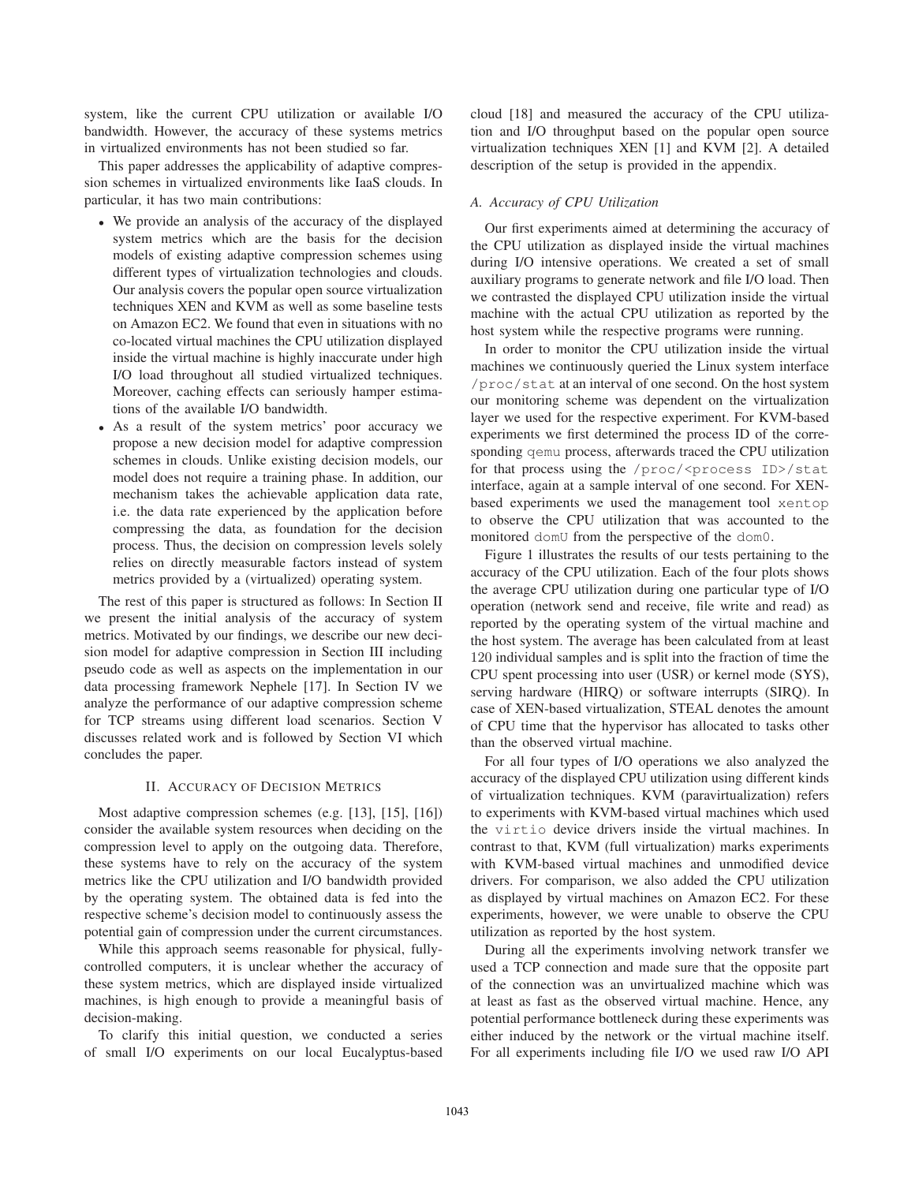system, like the current CPU utilization or available I/O bandwidth. However, the accuracy of these systems metrics in virtualized environments has not been studied so far.

This paper addresses the applicability of adaptive compression schemes in virtualized environments like IaaS clouds. In particular, it has two main contributions:

- We provide an analysis of the accuracy of the displayed system metrics which are the basis for the decision models of existing adaptive compression schemes using different types of virtualization technologies and clouds. Our analysis covers the popular open source virtualization techniques XEN and KVM as well as some baseline tests on Amazon EC2. We found that even in situations with no co-located virtual machines the CPU utilization displayed inside the virtual machine is highly inaccurate under high I/O load throughout all studied virtualized techniques. Moreover, caching effects can seriously hamper estimations of the available I/O bandwidth.
- As a result of the system metrics' poor accuracy we propose a new decision model for adaptive compression schemes in clouds. Unlike existing decision models, our model does not require a training phase. In addition, our mechanism takes the achievable application data rate, i.e. the data rate experienced by the application before compressing the data, as foundation for the decision process. Thus, the decision on compression levels solely relies on directly measurable factors instead of system metrics provided by a (virtualized) operating system.

The rest of this paper is structured as follows: In Section II we present the initial analysis of the accuracy of system metrics. Motivated by our findings, we describe our new decision model for adaptive compression in Section III including pseudo code as well as aspects on the implementation in our data processing framework Nephele [17]. In Section IV we analyze the performance of our adaptive compression scheme for TCP streams using different load scenarios. Section V discusses related work and is followed by Section VI which concludes the paper.

## II. Accuracy of Decision Metrics

Most adaptive compression schemes (e.g. [13], [15], [16]) consider the available system resources when deciding on the compression level to apply on the outgoing data. Therefore, these systems have to rely on the accuracy of the system metrics like the CPU utilization and I/O bandwidth provided by the operating system. The obtained data is fed into the respective scheme's decision model to continuously assess the potential gain of compression under the current circumstances.

While this approach seems reasonable for physical, fully-controlled computers, it is unclear whether the accuracy of these system metrics, which are displayed inside virtualized machines, is high enough to provide a meaningful basis of decision-making.

To clarify this initial question, we conducted a series of small I/O experiments on our local Eucalyptus-based cloud [18] and measured the accuracy of the CPU utilization and I/O throughput based on the popular open source virtualization techniques XEN [1] and KVM [2]. A detailed description of the setup is provided in the appendix.

### *A. Accuracy of CPU Utilization*

Our first experiments aimed at determining the accuracy of the CPU utilization as displayed inside the virtual machines during I/O intensive operations. We created a set of small auxiliary programs to generate network and file I/O load. Then we contrasted the displayed CPU utilization inside the virtual machine with the actual CPU utilization as reported by the host system while the respective programs were running.

In order to monitor the CPU utilization inside the virtual machines we continuously queried the Linux system interface `/proc/stat` at an interval of one second. On the host system our monitoring scheme was dependent on the virtualization layer we used for the respective experiment. For KVM-based experiments we first determined the process ID of the corresponding `qemu` process, afterwards traced the CPU utilization for that process using the `/proc/<process ID>/stat` interface, again at a sample interval of one second. For XEN-based experiments we used the management tool `xentop` to observe the CPU utilization that was accounted to the monitored `domU` from the perspective of the `dom0`.

Figure 1 illustrates the results of our tests pertaining to the accuracy of the CPU utilization. Each of the four plots shows the average CPU utilization during one particular type of I/O operation (network send and receive, file write and read) as reported by the operating system of the virtual machine and the host system. The average has been calculated from at least 120 individual samples and is split into the fraction of time the CPU spent processing into user (USR) or kernel mode (SYS), serving hardware (HIRQ) or software interrupts (SIRQ). In case of XEN-based virtualization, STEAL denotes the amount of CPU time that the hypervisor has allocated to tasks other than the observed virtual machine.

For all four types of I/O operations we also analyzed the accuracy of the displayed CPU utilization using different kinds of virtualization techniques. KVM (paravirtualization) refers to experiments with KVM-based virtual machines which used the `virtio` device drivers inside the virtual machines. In contrast to that, KVM (full virtualization) marks experiments with KVM-based virtual machines and unmodified device drivers. For comparison, we also added the CPU utilization as displayed by virtual machines on Amazon EC2. For these experiments, however, we were unable to observe the CPU utilization as reported by the host system.

During all the experiments involving network transfer we used a TCP connection and made sure that the opposite part of the connection was an unvirtualized machine which was at least as fast as the observed virtual machine. Hence, any potential performance bottleneck during these experiments was either induced by the network or the virtual machine itself. For all experiments including file I/O we used raw I/O API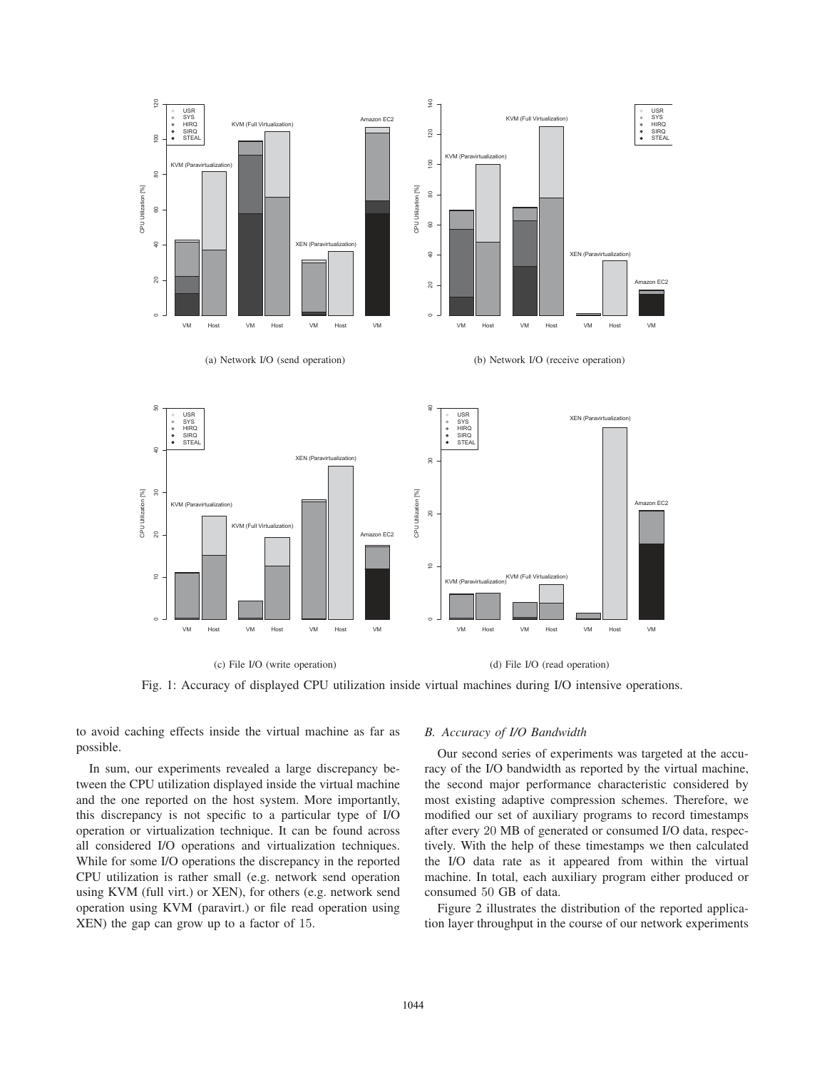(a) Network I/O (send operation)

(b) Network I/O (receive operation)

(c) File I/O (write operation)

(d) File I/O (read operation)

Fig. 1: Accuracy of displayed CPU utilization inside virtual machines during I/O intensive operations.

to avoid caching effects inside the virtual machine as far as possible.

In sum, our experiments revealed a large discrepancy between the CPU utilization displayed inside the virtual machine and the one reported on the host system. More importantly, this discrepancy is not specific to a particular type of I/O operation or virtualization technique. It can be found across all considered I/O operations and virtualization techniques. While for some I/O operations the discrepancy in the reported CPU utilization is rather small (e.g. network send operation using KVM (full virt.) or XEN), for others (e.g. network send operation using KVM (paravirt.) or file read operation using XEN) the gap can grow up to a factor of 15.

### *B. Accuracy of I/O Bandwidth*

Our second series of experiments was targeted at the accuracy of the I/O bandwidth as reported by the virtual machine, the second major performance characteristic considered by most existing adaptive compression schemes. Therefore, we modified our set of auxiliary programs to record timestamps after every 20 MB of generated or consumed I/O data, respectively. With the help of these timestamps we then calculated the I/O data rate as it appeared from within the virtual machine. In total, each auxiliary program either produced or consumed 50 GB of data.

Figure 2 illustrates the distribution of the reported application layer throughput in the course of our network experiments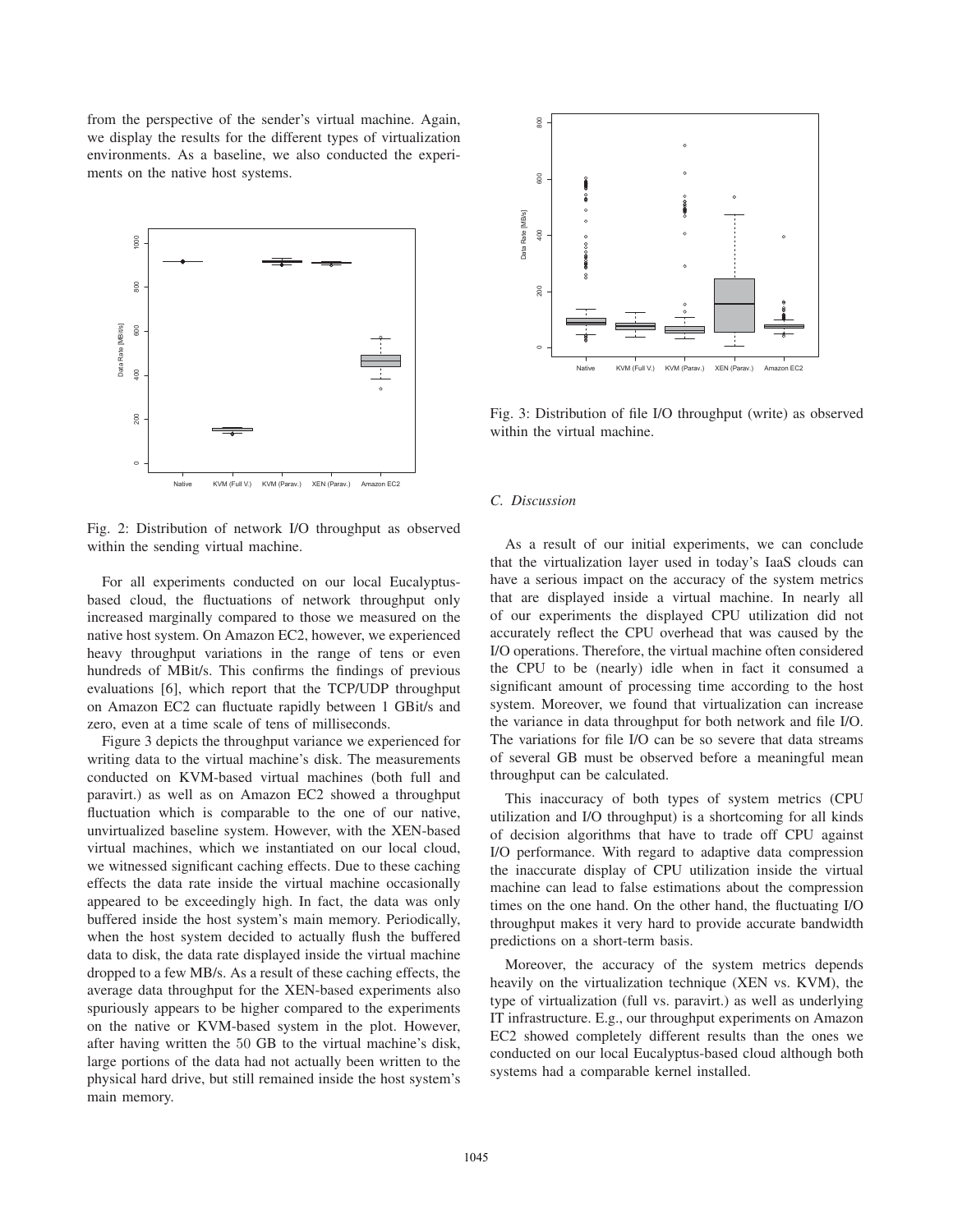from the perspective of the sender's virtual machine. Again, we display the results for the different types of virtualization environments. As a baseline, we also conducted the experiments on the native host systems.

Fig. 2: Distribution of network I/O throughput as observed within the sending virtual machine.

For all experiments conducted on our local Eucalyptus-based cloud, the fluctuations of network throughput only increased marginally compared to those we measured on the native host system. On Amazon EC2, however, we experienced heavy throughput variations in the range of tens or even hundreds of MBit/s. This confirms the findings of previous evaluations [6], which report that the TCP/UDP throughput on Amazon EC2 can fluctuate rapidly between 1 GBit/s and zero, even at a time scale of tens of milliseconds.

Figure 3 depicts the throughput variance we experienced for writing data to the virtual machine's disk. The measurements conducted on KVM-based virtual machines (both full and paravirt.) as well as on Amazon EC2 showed a throughput fluctuation which is comparable to the one of our native, unvirtualized baseline system. However, with the XEN-based virtual machines, which we instantiated on our local cloud, we witnessed significant caching effects. Due to these caching effects the data rate inside the virtual machine occasionally appeared to be exceedingly high. In fact, the data was only buffered inside the host system's main memory. Periodically, when the host system decided to actually flush the buffered data to disk, the data rate displayed inside the virtual machine dropped to a few MB/s. As a result of these caching effects, the average data throughput for the XEN-based experiments also spuriously appears to be higher compared to the experiments on the native or KVM-based system in the plot. However, after having written the 50 GB to the virtual machine's disk, large portions of the data had not actually been written to the physical hard drive, but still remained inside the host system's main memory.

Fig. 3: Distribution of file I/O throughput (write) as observed within the virtual machine.

### *C. Discussion*

As a result of our initial experiments, we can conclude that the virtualization layer used in today's IaaS clouds can have a serious impact on the accuracy of the system metrics that are displayed inside a virtual machine. In nearly all of our experiments the displayed CPU utilization did not accurately reflect the CPU overhead that was caused by the I/O operations. Therefore, the virtual machine often considered the CPU to be (nearly) idle when in fact it consumed a significant amount of processing time according to the host system. Moreover, we found that virtualization can increase the variance in data throughput for both network and file I/O. The variations for file I/O can be so severe that data streams of several GB must be observed before a meaningful mean throughput can be calculated.

This inaccuracy of both types of system metrics (CPU utilization and I/O throughput) is a shortcoming for all kinds of decision algorithms that have to trade off CPU against I/O performance. With regard to adaptive data compression the inaccurate display of CPU utilization inside the virtual machine can lead to false estimations about the compression times on the one hand. On the other hand, the fluctuating I/O throughput makes it very hard to provide accurate bandwidth predictions on a short-term basis.

Moreover, the accuracy of the system metrics depends heavily on the virtualization technique (XEN vs. KVM), the type of virtualization (full vs. paravirt.) as well as underlying IT infrastructure. E.g., our throughput experiments on Amazon EC2 showed completely different results than the ones we conducted on our local Eucalyptus-based cloud although both systems had a comparable kernel installed.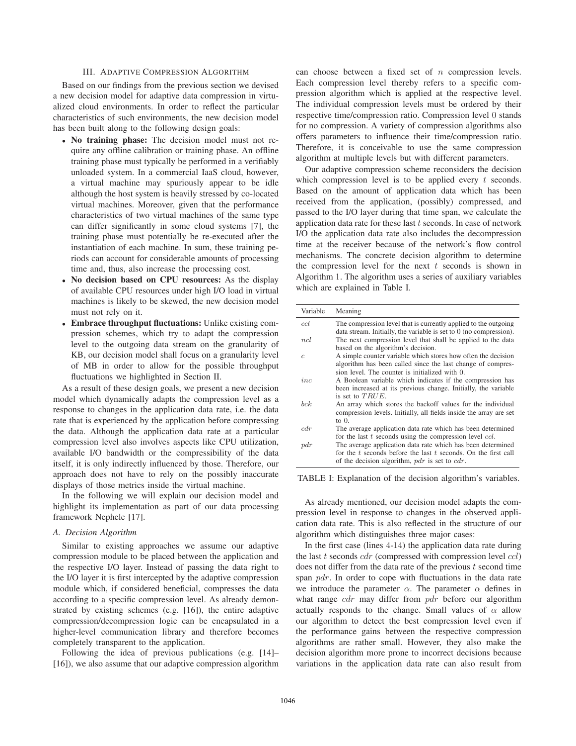## III. Adaptive Compression Algorithm

Based on our findings from the previous section we devised a new decision model for adaptive data compression in virtualized cloud environments. In order to reflect the particular characteristics of such environments, the new decision model has been built along to the following design goals:

- **No training phase:** The decision model must not require any offline calibration or training phase. An offline training phase must typically be performed in a verifiably unloaded system. In a commercial IaaS cloud, however, a virtual machine may spuriously appear to be idle although the host system is heavily stressed by co-located virtual machines. Moreover, given that the performance characteristics of two virtual machines of the same type can differ significantly in some cloud systems [7], the training phase must potentially be re-executed after the instantiation of each machine. In sum, these training periods can account for considerable amounts of processing time and, thus, also increase the processing cost.
- **No decision based on CPU resources:** As the display of available CPU resources under high I/O load in virtual machines is likely to be skewed, the new decision model must not rely on it.
- **Embrace throughput fluctuations:** Unlike existing compression schemes, which try to adapt the compression level to the outgoing data stream on the granularity of KB, our decision model shall focus on a granularity level of MB in order to allow for the possible throughput fluctuations we highlighted in Section II.

As a result of these design goals, we present a new decision model which dynamically adapts the compression level as a response to changes in the application data rate, i.e. the data rate that is experienced by the application before compressing the data. Although the application data rate at a particular compression level also involves aspects like CPU utilization, available I/O bandwidth or the compressibility of the data itself, it is only indirectly influenced by those. Therefore, our approach does not have to rely on the possibly inaccurate displays of those metrics inside the virtual machine.

In the following we will explain our decision model and highlight its implementation as part of our data processing framework Nephele [17].

### A. Decision Algorithm

Similar to existing approaches we assume our adaptive compression module to be placed between the application and the respective I/O layer. Instead of passing the data right to the I/O layer it is first intercepted by the adaptive compression module which, if considered beneficial, compresses the data according to a specific compression level. As already demonstrated by existing schemes (e.g. [16]), the entire adaptive compression/decompression logic can be encapsulated in a higher-level communication library and therefore becomes completely transparent to the application.

Following the idea of previous publications (e.g. [14]–[16]), we also assume that our adaptive compression algorithm can choose between a fixed set of $n$ compression levels. Each compression level thereby refers to a specific compression algorithm which is applied at the respective level. The individual compression levels must be ordered by their respective time/compression ratio. Compression level $0$ stands for no compression. A variety of compression algorithms also offers parameters to influence their time/compression ratio. Therefore, it is conceivable to use the same compression algorithm at multiple levels but with different parameters.

Our adaptive compression scheme reconsiders the decision which compression level is to be applied every $t$ seconds. Based on the amount of application data which has been received from the application, (possibly) compressed, and passed to the I/O layer during that time span, we calculate the application data rate for these last $t$ seconds. In case of network I/O the application data rate also includes the decompression time at the receiver because of the network's flow control mechanisms. The concrete decision algorithm to determine the compression level for the next $t$ seconds is shown in Algorithm 1. The algorithm uses a series of auxiliary variables which are explained in Table I.

| Variable | Meaning |
|---|---|
| $ccl$ | The compression level that is currently applied to the outgoing data stream. Initially, the variable is set to $0$ (no compression). |
| $ncl$ | The next compression level that shall be applied to the data based on the algorithm's decision. |
| $c$ | A simple counter variable which stores how often the decision algorithm has been called since the last change of compression level. The counter is initialized with $0$. |
| $inc$ | A Boolean variable which indicates if the compression has been increased at its previous change. Initially, the variable is set to $TRUE$. |
| $bck$ | An array which stores the backoff values for the individual compression levels. Initially, all fields inside the array are set to $0$. |
| $cdr$ | The average application data rate which has been determined for the last $t$ seconds using the compression level $ccl$. |
| $pdr$ | The average application data rate which has been determined for the $t$ seconds before the last $t$ seconds. On the first call of the decision algorithm, $pdr$ is set to $cdr$. |

TABLE I: Explanation of the decision algorithm's variables.

As already mentioned, our decision model adapts the compression level in response to changes in the observed application data rate. This is also reflected in the structure of our algorithm which distinguishes three major cases:

In the first case (lines 4-14) the application data rate during the last $t$ seconds $cdr$ (compressed with compression level $ccl$) does not differ from the data rate of the previous $t$ second time span $pdr$. In order to cope with fluctuations in the data rate we introduce the parameter $\alpha$. The parameter $\alpha$ defines in what range $cdr$ may differ from $pdr$ before our algorithm actually responds to the change. Small values of $\alpha$ allow our algorithm to detect the best compression level even if the performance gains between the respective compression algorithms are rather small. However, they also make the decision algorithm more prone to incorrect decisions because variations in the application data rate can also result from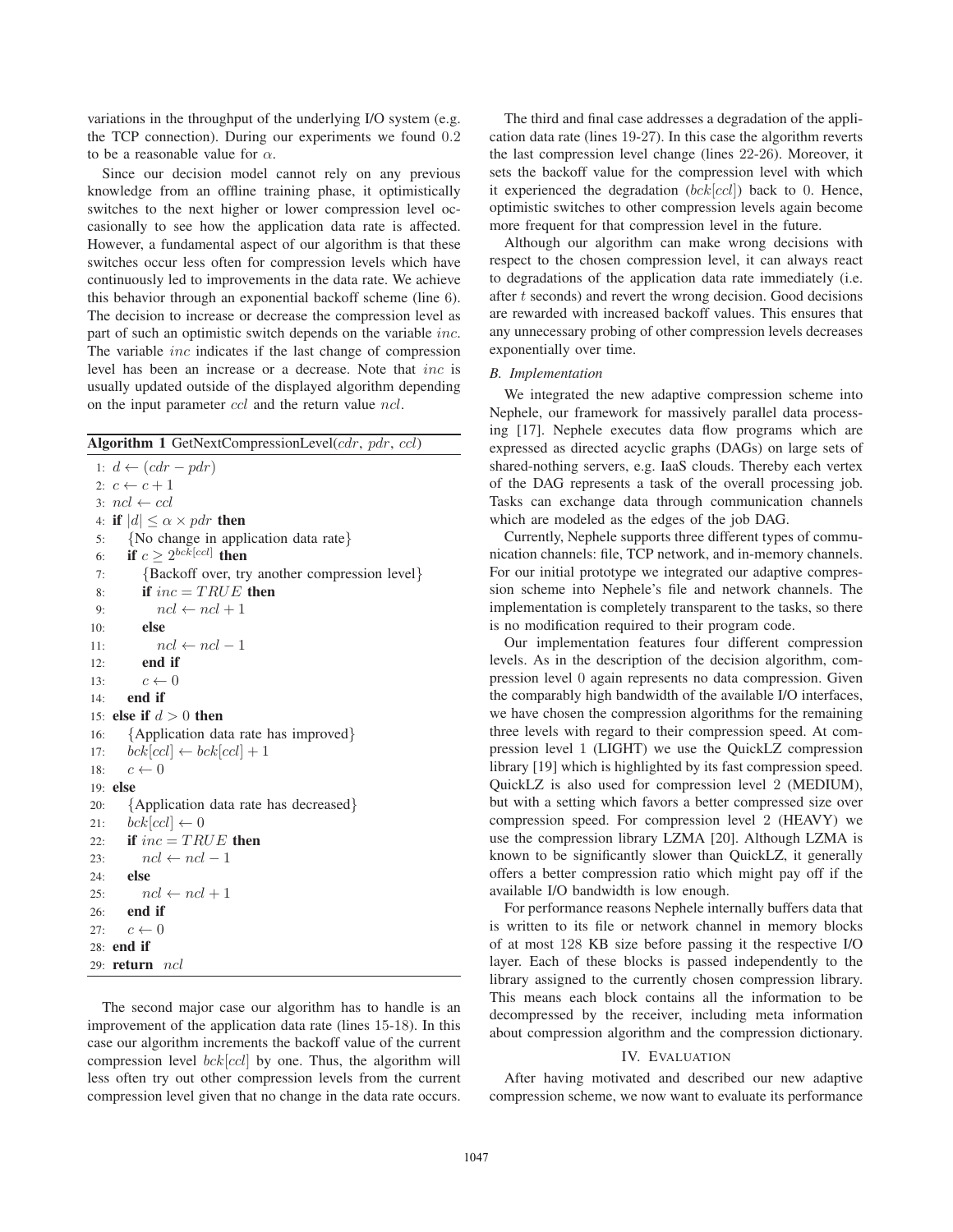variations in the throughput of the underlying I/O system (e.g. the TCP connection). During our experiments we found 0.2 to be a reasonable value for $\alpha$.

Since our decision model cannot rely on any previous knowledge from an offline training phase, it optimistically switches to the next higher or lower compression level occasionally to see how the application data rate is affected. However, a fundamental aspect of our algorithm is that these switches occur less often for compression levels which have continuously led to improvements in the data rate. We achieve this behavior through an exponential backoff scheme (line 6). The decision to increase or decrease the compression level as part of such an optimistic switch depends on the variable $inc$. The variable $inc$ indicates if the last change of compression level has been an increase or a decrease. Note that $inc$ is usually updated outside of the displayed algorithm depending on the input parameter $ccl$ and the return value $ncl$.

**Algorithm 1** GetNextCompressionLevel($cdr$, $pdr$, $ccl$)

```
1:  d ← (cdr − pdr)
2:  c ← c + 1
3:  ncl ← ccl
4:  if |d| ≤ α × pdr then
5:     {No change in application data rate}
6:     if c ≥ 2^bck[ccl] then
7:        {Backoff over, try another compression level}
8:        if inc = TRUE then
9:           ncl ← ncl + 1
10:       else
11:          ncl ← ncl − 1
12:       end if
13:       c ← 0
14:    end if
15: else if d > 0 then
16:    {Application data rate has improved}
17:    bck[ccl] ← bck[ccl] + 1
18:    c ← 0
19: else
20:    {Application data rate has decreased}
21:    bck[ccl] ← 0
22:    if inc = TRUE then
23:       ncl ← ncl − 1
24:    else
25:       ncl ← ncl + 1
26:    end if
27:    c ← 0
28: end if
29: return ncl
```

The second major case our algorithm has to handle is an improvement of the application data rate (lines 15-18). In this case our algorithm increments the backoff value of the current compression level $bck[ccl]$ by one. Thus, the algorithm will less often try out other compression levels from the current compression level given that no change in the data rate occurs.

The third and final case addresses a degradation of the application data rate (lines 19-27). In this case the algorithm reverts the last compression level change (lines 22-26). Moreover, it sets the backoff value for the compression level with which it experienced the degradation ($bck[ccl]$) back to 0. Hence, optimistic switches to other compression levels again become more frequent for that compression level in the future.

Although our algorithm can make wrong decisions with respect to the chosen compression level, it can always react to degradations of the application data rate immediately (i.e. after $t$ seconds) and revert the wrong decision. Good decisions are rewarded with increased backoff values. This ensures that any unnecessary probing of other compression levels decreases exponentially over time.

### B. Implementation

We integrated the new adaptive compression scheme into Nephele, our framework for massively parallel data processing [17]. Nephele executes data flow programs which are expressed as directed acyclic graphs (DAGs) on large sets of shared-nothing servers, e.g. IaaS clouds. Thereby each vertex of the DAG represents a task of the overall processing job. Tasks can exchange data through communication channels which are modeled as the edges of the job DAG.

Currently, Nephele supports three different types of communication channels: file, TCP network, and in-memory channels. For our initial prototype we integrated our adaptive compression scheme into Nephele's file and network channels. The implementation is completely transparent to the tasks, so there is no modification required to their program code.

Our implementation features four different compression levels. As in the description of the decision algorithm, compression level 0 again represents no data compression. Given the comparably high bandwidth of the available I/O interfaces, we have chosen the compression algorithms for the remaining three levels with regard to their compression speed. At compression level 1 (LIGHT) we use the QuickLZ compression library [19] which is highlighted by its fast compression speed. QuickLZ is also used for compression level 2 (MEDIUM), but with a setting which favors a better compressed size over compression speed. For compression level 2 (HEAVY) we use the compression library LZMA [20]. Although LZMA is known to be significantly slower than QuickLZ, it generally offers a better compression ratio which might pay off if the available I/O bandwidth is low enough.

For performance reasons Nephele internally buffers data that is written to its file or network channel in memory blocks of at most 128 KB size before passing it the respective I/O layer. Each of these blocks is passed independently to the library assigned to the currently chosen compression library. This means each block contains all the information to be decompressed by the receiver, including meta information about compression algorithm and the compression dictionary.

## IV. Evaluation

After having motivated and described our new adaptive compression scheme, we now want to evaluate its performance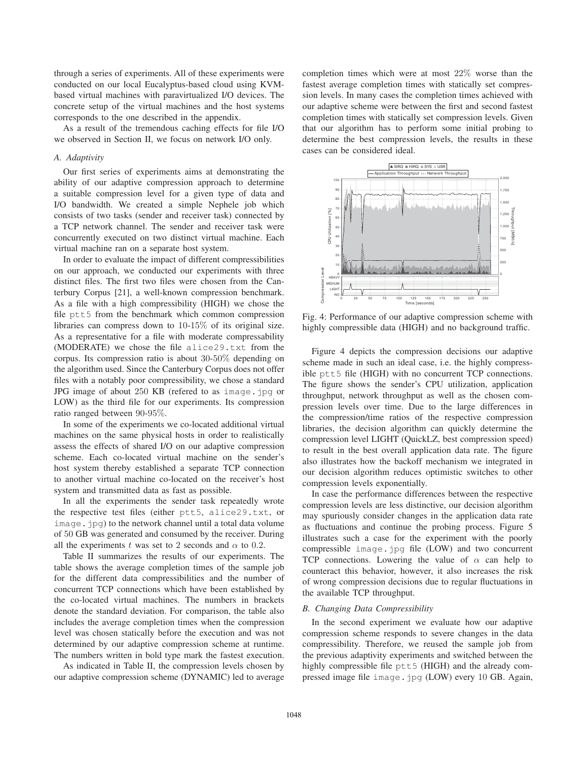through a series of experiments. All of these experiments were conducted on our local Eucalyptus-based cloud using KVM-based virtual machines with paravirtualized I/O devices. The concrete setup of the virtual machines and the host systems corresponds to the one described in the appendix.

As a result of the tremendous caching effects for file I/O we observed in Section II, we focus on network I/O only.

### *A. Adaptivity*

Our first series of experiments aims at demonstrating the ability of our adaptive compression approach to determine a suitable compression level for a given type of data and I/O bandwidth. We created a simple Nephele job which consists of two tasks (sender and receiver task) connected by a TCP network channel. The sender and receiver task were concurrently executed on two distinct virtual machine. Each virtual machine ran on a separate host system.

In order to evaluate the impact of different compressibilities on our approach, we conducted our experiments with three distinct files. The first two files were chosen from the Canterbury Corpus [21], a well-known compression benchmark. As a file with a high compressibility (HIGH) we chose the file `ptt5` from the benchmark which common compression libraries can compress down to 10-15% of its original size. As a representative for a file with moderate compressability (MODERATE) we chose the file `alice29.txt` from the corpus. Its compression ratio is about 30-50% depending on the algorithm used. Since the Canterbury Corpus does not offer files with a notably poor compressibility, we chose a standard JPG image of about 250 KB (refered to as `image.jpg` or LOW) as the third file for our experiments. Its compression ratio ranged between 90-95%.

In some of the experiments we co-located additional virtual machines on the same physical hosts in order to realistically assess the effects of shared I/O on our adaptive compression scheme. Each co-located virtual machine on the sender's host system thereby established a separate TCP connection to another virtual machine co-located on the receiver's host system and transmitted data as fast as possible.

In all the experiments the sender task repeatedly wrote the respective test files (either `ptt5`, `alice29.txt`, or `image.jpg`) to the network channel until a total data volume of 50 GB was generated and consumed by the receiver. During all the experiments $t$ was set to 2 seconds and $\alpha$ to 0.2.

Table II summarizes the results of our experiments. The table shows the average completion times of the sample job for the different data compressibilities and the number of concurrent TCP connections which have been established by the co-located virtual machines. The numbers in brackets denote the standard deviation. For comparison, the table also includes the average completion times when the compression level was chosen statically before the execution and was not determined by our adaptive compression scheme at runtime. The numbers written in bold type mark the fastest execution.

As indicated in Table II, the compression levels chosen by our adaptive compression scheme (DYNAMIC) led to average completion times which were at most 22% worse than the fastest average completion times with statically set compression levels. In many cases the completion times achieved with our adaptive scheme were between the first and second fastest completion times with statically set compression levels. Given that our algorithm has to perform some initial probing to determine the best compression levels, the results in these cases can be considered ideal.

Fig. 4: Performance of our adaptive compression scheme with highly compressible data (HIGH) and no background traffic.

Figure 4 depicts the compression decisions our adaptive scheme made in such an ideal case, i.e. the highly compressible `ptt5` file (HIGH) with no concurrent TCP connections. The figure shows the sender's CPU utilization, application throughput, network throughput as well as the chosen compression levels over time. Due to the large differences in the compression/time ratios of the respective compression libraries, the decision algorithm can quickly determine the compression level LIGHT (QuickLZ, best compression speed) to result in the best overall application data rate. The figure also illustrates how the backoff mechanism we integrated in our decision algorithm reduces optimistic switches to other compression levels exponentially.

In case the performance differences between the respective compression levels are less distinctive, our decision algorithm may spuriously consider changes in the application data rate as fluctuations and continue the probing process. Figure 5 illustrates such a case for the experiment with the poorly compressible `image.jpg` file (LOW) and two concurrent TCP connections. Lowering the value of $\alpha$ can help to counteract this behavior, however, it also increases the risk of wrong compression decisions due to regular fluctuations in the available TCP throughput.

### *B. Changing Data Compressibility*

In the second experiment we evaluate how our adaptive compression scheme responds to severe changes in the data compressibility. Therefore, we reused the sample job from the previous adaptivity experiments and switched between the highly compressible file `ptt5` (HIGH) and the already compressed image file `image.jpg` (LOW) every 10 GB. Again,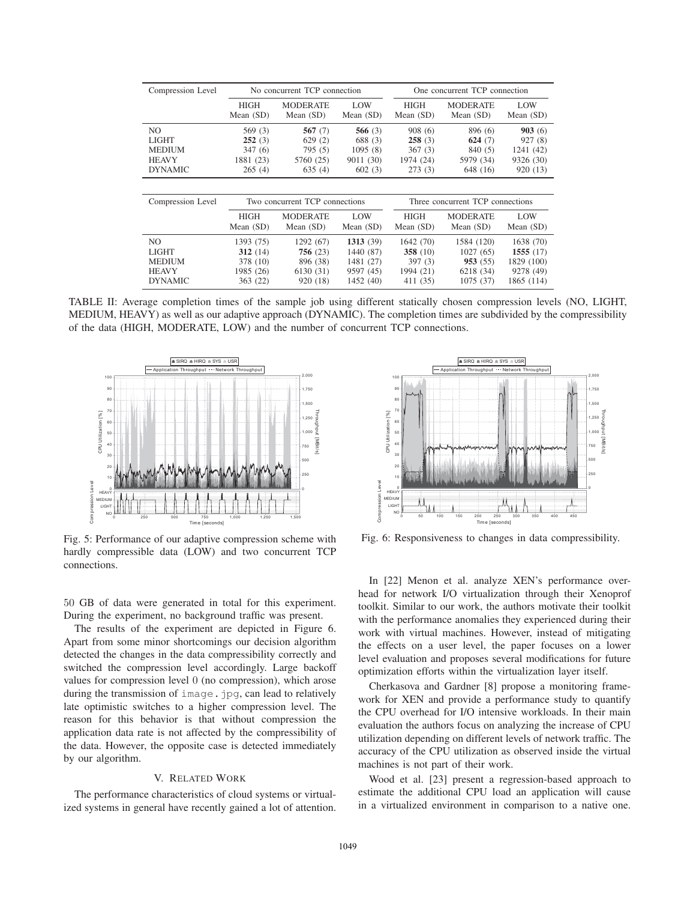| Compression Level | No concurrent TCP connection | | | One concurrent TCP connection | | |
|---|---|---|---|---|---|---|
| | HIGH Mean (SD) | MODERATE Mean (SD) | LOW Mean (SD) | HIGH Mean (SD) | MODERATE Mean (SD) | LOW Mean (SD) |
| NO | 569 (3) | **567** (7) | **566** (3) | 908 (6) | 896 (6) | **903** (6) |
| LIGHT | **252** (3) | 629 (2) | 688 (3) | **258** (3) | **624** (7) | 927 (8) |
| MEDIUM | 347 (6) | 795 (5) | 1095 (8) | 367 (3) | 840 (5) | 1241 (42) |
| HEAVY | 1881 (23) | 5760 (25) | 9011 (30) | 1974 (24) | 5979 (34) | 9326 (30) |
| DYNAMIC | 265 (4) | 635 (4) | 602 (3) | 273 (3) | 648 (16) | 920 (13) |

| Compression Level | Two concurrent TCP connections | | | Three concurrent TCP connections | | |
|---|---|---|---|---|---|---|
| | HIGH Mean (SD) | MODERATE Mean (SD) | LOW Mean (SD) | HIGH Mean (SD) | MODERATE Mean (SD) | LOW Mean (SD) |
| NO | 1393 (75) | 1292 (67) | **1313** (39) | 1642 (70) | 1584 (120) | 1638 (70) |
| LIGHT | **312** (14) | **756** (23) | 1440 (87) | **358** (10) | 1027 (65) | **1555** (17) |
| MEDIUM | 378 (10) | 896 (38) | 1481 (27) | 397 (3) | **953** (55) | 1829 (100) |
| HEAVY | 1985 (26) | 6130 (31) | 9597 (45) | 1994 (21) | 6218 (34) | 9278 (49) |
| DYNAMIC | 363 (22) | 920 (18) | 1452 (40) | 411 (35) | 1075 (37) | 1865 (114) |

TABLE II: Average completion times of the sample job using different statically chosen compression levels (NO, LIGHT, MEDIUM, HEAVY) as well as our adaptive approach (DYNAMIC). The completion times are subdivided by the compressibility of the data (HIGH, MODERATE, LOW) and the number of concurrent TCP connections.

Fig. 5: Performance of our adaptive compression scheme with hardly compressible data (LOW) and two concurrent TCP connections.

Fig. 6: Responsiveness to changes in data compressibility.

50 GB of data were generated in total for this experiment. During the experiment, no background traffic was present.

The results of the experiment are depicted in Figure 6. Apart from some minor shortcomings our decision algorithm detected the changes in the data compressibility correctly and switched the compression level accordingly. Large backoff values for compression level 0 (no compression), which arose during the transmission of `image.jpg`, can lead to relatively late optimistic switches to a higher compression level. The reason for this behavior is that without compression the application data rate is not affected by the compressibility of the data. However, the opposite case is detected immediately by our algorithm.

## V. Related Work

The performance characteristics of cloud systems or virtualized systems in general have recently gained a lot of attention. In [22] Menon et al. analyze XEN's performance overhead for network I/O virtualization through their Xenoprof toolkit. Similar to our work, the authors motivate their toolkit with the performance anomalies they experienced during their work with virtual machines. However, instead of mitigating the effects on a user level, the paper focuses on a lower level evaluation and proposes several modifications for future optimization efforts within the virtualization layer itself.

Cherkasova and Gardner [8] propose a monitoring framework for XEN and provide a performance study to quantify the CPU overhead for I/O intensive workloads. In their main evaluation the authors focus on analyzing the increase of CPU utilization depending on different levels of network traffic. The accuracy of the CPU utilization as observed inside the virtual machines is not part of their work.

Wood et al. [23] present a regression-based approach to estimate the additional CPU load an application will cause in a virtualized environment in comparison to a native one.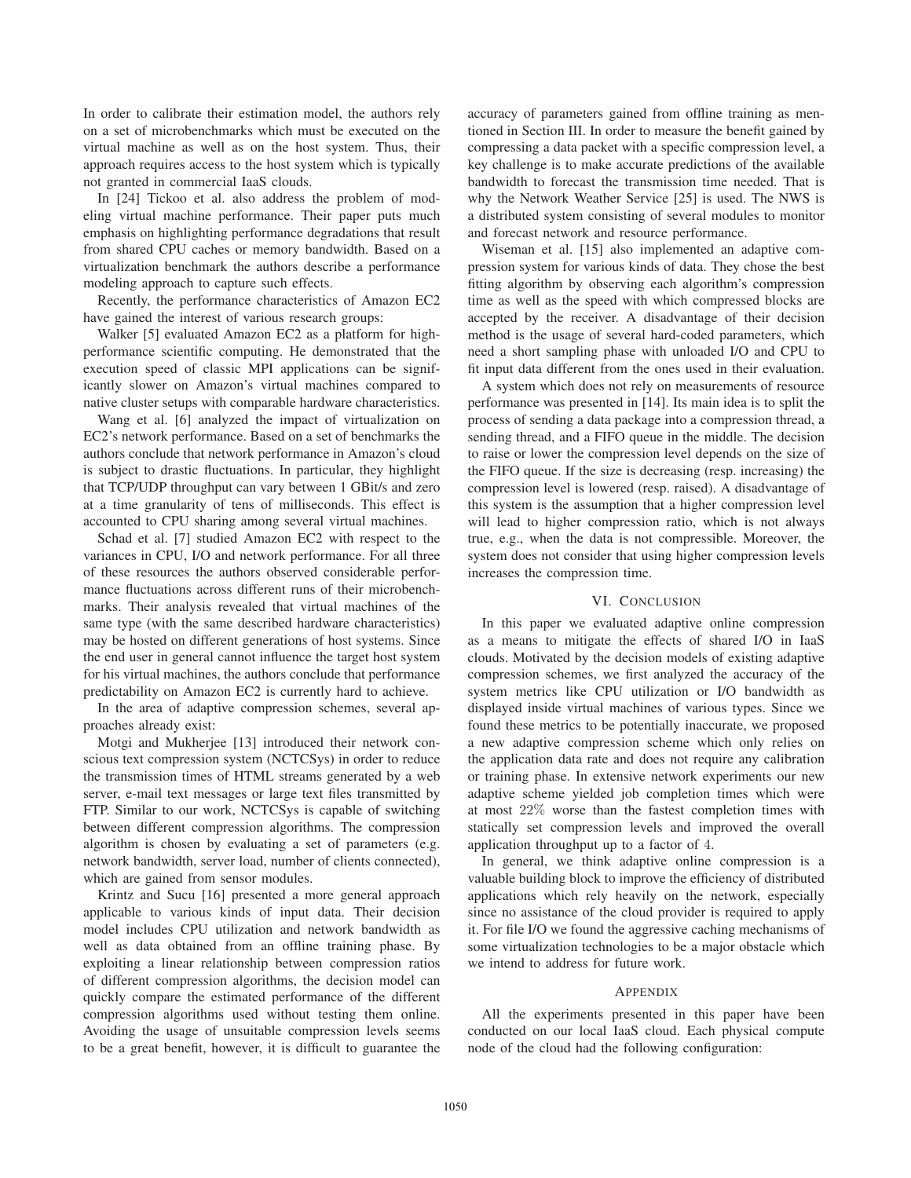In order to calibrate their estimation model, the authors rely on a set of microbenchmarks which must be executed on the virtual machine as well as on the host system. Thus, their approach requires access to the host system which is typically not granted in commercial IaaS clouds.

In [24] Tickoo et al. also address the problem of modeling virtual machine performance. Their paper puts much emphasis on highlighting performance degradations that result from shared CPU caches or memory bandwidth. Based on a virtualization benchmark the authors describe a performance modeling approach to capture such effects.

Recently, the performance characteristics of Amazon EC2 have gained the interest of various research groups:

Walker [5] evaluated Amazon EC2 as a platform for high-performance scientific computing. He demonstrated that the execution speed of classic MPI applications can be significantly slower on Amazon's virtual machines compared to native cluster setups with comparable hardware characteristics.

Wang et al. [6] analyzed the impact of virtualization on EC2's network performance. Based on a set of benchmarks the authors conclude that network performance in Amazon's cloud is subject to drastic fluctuations. In particular, they highlight that TCP/UDP throughput can vary between 1 GBit/s and zero at a time granularity of tens of milliseconds. This effect is accounted to CPU sharing among several virtual machines.

Schad et al. [7] studied Amazon EC2 with respect to the variances in CPU, I/O and network performance. For all three of these resources the authors observed considerable performance fluctuations across different runs of their microbenchmarks. Their analysis revealed that virtual machines of the same type (with the same described hardware characteristics) may be hosted on different generations of host systems. Since the end user in general cannot influence the target host system for his virtual machines, the authors conclude that performance predictability on Amazon EC2 is currently hard to achieve.

In the area of adaptive compression schemes, several approaches already exist:

Motgi and Mukherjee [13] introduced their network conscious text compression system (NCTCSys) in order to reduce the transmission times of HTML streams generated by a web server, e-mail text messages or large text files transmitted by FTP. Similar to our work, NCTCSys is capable of switching between different compression algorithms. The compression algorithm is chosen by evaluating a set of parameters (e.g. network bandwidth, server load, number of clients connected), which are gained from sensor modules.

Krintz and Sucu [16] presented a more general approach applicable to various kinds of input data. Their decision model includes CPU utilization and network bandwidth as well as data obtained from an offline training phase. By exploiting a linear relationship between compression ratios of different compression algorithms, the decision model can quickly compare the estimated performance of the different compression algorithms used without testing them online. Avoiding the usage of unsuitable compression levels seems to be a great benefit, however, it is difficult to guarantee the accuracy of parameters gained from offline training as mentioned in Section III. In order to measure the benefit gained by compressing a data packet with a specific compression level, a key challenge is to make accurate predictions of the available bandwidth to forecast the transmission time needed. That is why the Network Weather Service [25] is used. The NWS is a distributed system consisting of several modules to monitor and forecast network and resource performance.

Wiseman et al. [15] also implemented an adaptive compression system for various kinds of data. They chose the best fitting algorithm by observing each algorithm's compression time as well as the speed with which compressed blocks are accepted by the receiver. A disadvantage of their decision method is the usage of several hard-coded parameters, which need a short sampling phase with unloaded I/O and CPU to fit input data different from the ones used in their evaluation.

A system which does not rely on measurements of resource performance was presented in [14]. Its main idea is to split the process of sending a data package into a compression thread, a sending thread, and a FIFO queue in the middle. The decision to raise or lower the compression level depends on the size of the FIFO queue. If the size is decreasing (resp. increasing) the compression level is lowered (resp. raised). A disadvantage of this system is the assumption that a higher compression level will lead to higher compression ratio, which is not always true, e.g., when the data is not compressible. Moreover, the system does not consider that using higher compression levels increases the compression time.

## VI. Conclusion

In this paper we evaluated adaptive online compression as a means to mitigate the effects of shared I/O in IaaS clouds. Motivated by the decision models of existing adaptive compression schemes, we first analyzed the accuracy of the system metrics like CPU utilization or I/O bandwidth as displayed inside virtual machines of various types. Since we found these metrics to be potentially inaccurate, we proposed a new adaptive compression scheme which only relies on the application data rate and does not require any calibration or training phase. In extensive network experiments our new adaptive scheme yielded job completion times which were at most $22\%$ worse than the fastest completion times with statically set compression levels and improved the overall application throughput up to a factor of $4$.

In general, we think adaptive online compression is a valuable building block to improve the efficiency of distributed applications which rely heavily on the network, especially since no assistance of the cloud provider is required to apply it. For file I/O we found the aggressive caching mechanisms of some virtualization technologies to be a major obstacle which we intend to address for future work.

## Appendix

All the experiments presented in this paper have been conducted on our local IaaS cloud. Each physical compute node of the cloud had the following configuration: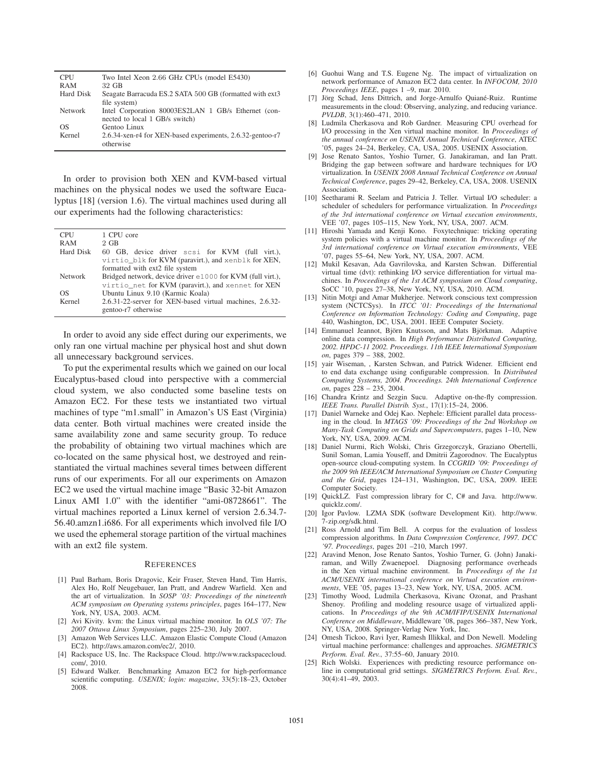| | |
|---|---|
| CPU | Two Intel Xeon 2.66 GHz CPUs (model E5430) |
| RAM | 32 GB |
| Hard Disk | Seagate Barracuda ES.2 SATA 500 GB (formatted with ext3 file system) |
| Network | Intel Corporation 80003ES2LAN 1 GB/s Ethernet (connected to local 1 GB/s switch) |
| OS | Gentoo Linux |
| Kernel | 2.6.34-xen-r4 for XEN-based experiments, 2.6.32-gentoo-r7 otherwise |

In order to provision both XEN and KVM-based virtual machines on the physical nodes we used the software Eucalyptus [18] (version 1.6). The virtual machines used during all our experiments had the following characteristics:

| | |
|---|---|
| CPU | 1 CPU core |
| RAM | 2 GB |
| Hard Disk | 60 GB, device driver `scsi` for KVM (full virt.), `virtio_blk` for KVM (paravirt.), and `xenblk` for XEN, formatted with ext2 file system |
| Network | Bridged network, device driver `e1000` for KVM (full virt.), `virtio_net` for KVM (paravirt.), and `xennet` for XEN |
| OS | Ubuntu Linux 9.10 (Karmic Koala) |
| Kernel | 2.6.31-22-server for XEN-based virtual machines, 2.6.32-gentoo-r7 otherwise |

In order to avoid any side effect during our experiments, we only ran one virtual machine per physical host and shut down all unnecessary background services.

To put the experimental results which we gained on our local Eucalyptus-based cloud into perspective with a commercial cloud system, we also conducted some baseline tests on Amazon EC2. For these tests we instantiated two virtual machines of type "m1.small" in Amazon's US East (Virginia) data center. Both virtual machines were created inside the same availability zone and same security group. To reduce the probability of obtaining two virtual machines which are co-located on the same physical host, we destroyed and reinstantiated the virtual machines several times between different runs of our experiments. For all our experiments on Amazon EC2 we used the virtual machine image "Basic 32-bit Amazon Linux AMI 1.0" with the identifier "ami-08728661". The virtual machines reported a Linux kernel of version 2.6.34.7-56.40.amzn1.i686. For all experiments which involved file I/O we used the ephemeral storage partition of the virtual machines with an ext2 file system.

## References

[1] Paul Barham, Boris Dragovic, Keir Fraser, Steven Hand, Tim Harris, Alex Ho, Rolf Neugebauer, Ian Pratt, and Andrew Warfield. Xen and the art of virtualization. In *SOSP '03: Proceedings of the nineteenth ACM symposium on Operating systems principles*, pages 164–177, New York, NY, USA, 2003. ACM.

[2] Avi Kivity. kvm: the Linux virtual machine monitor. In *OLS '07: The 2007 Ottawa Linux Symposium*, pages 225–230, July 2007.

[3] Amazon Web Services LLC. Amazon Elastic Compute Cloud (Amazon EC2). http://aws.amazon.com/ec2/, 2010.

[4] Rackspace US, Inc. The Rackspace Cloud. http://www.rackspacecloud.com/, 2010.

[5] Edward Walker. Benchmarking Amazon EC2 for high-performance scientific computing. *USENIX; login: magazine*, 33(5):18–23, October 2008.

[6] Guohui Wang and T.S. Eugene Ng. The impact of virtualization on network performance of Amazon EC2 data center. In *INFOCOM, 2010 Proceedings IEEE*, pages 1 –9, mar. 2010.

[7] Jörg Schad, Jens Dittrich, and Jorge-Arnulfo Quiané-Ruiz. Runtime measurements in the cloud: Observing, analyzing, and reducing variance. *PVLDB*, 3(1):460–471, 2010.

[8] Ludmila Cherkasova and Rob Gardner. Measuring CPU overhead for I/O processing in the Xen virtual machine monitor. In *Proceedings of the annual conference on USENIX Annual Technical Conference*, ATEC '05, pages 24–24, Berkeley, CA, USA, 2005. USENIX Association.

[9] Jose Renato Santos, Yoshio Turner, G. Janakiraman, and Ian Pratt. Bridging the gap between software and hardware techniques for I/O virtualization. In *USENIX 2008 Annual Technical Conference on Annual Technical Conference*, pages 29–42, Berkeley, CA, USA, 2008. USENIX Association.

[10] Seetharami R. Seelam and Patricia J. Teller. Virtual I/O scheduler: a scheduler of schedulers for performance virtualization. In *Proceedings of the 3rd international conference on Virtual execution environments*, VEE '07, pages 105–115, New York, NY, USA, 2007. ACM.

[11] Hiroshi Yamada and Kenji Kono. Foxytechnique: tricking operating system policies with a virtual machine monitor. In *Proceedings of the 3rd international conference on Virtual execution environments*, VEE '07, pages 55–64, New York, NY, USA, 2007. ACM.

[12] Mukil Kesavan, Ada Gavrilovska, and Karsten Schwan. Differential virtual time (dvt): rethinking I/O service differentiation for virtual machines. In *Proceedings of the 1st ACM symposium on Cloud computing*, SoCC '10, pages 27–38, New York, NY, USA, 2010. ACM.

[13] Nitin Motgi and Amar Mukherjee. Network conscious text compression system (NCTCSys). In *ITCC '01: Proceedings of the International Conference on Information Technology: Coding and Computing*, page 440, Washington, DC, USA, 2001. IEEE Computer Society.

[14] Emmanuel Jeannot, Björn Knutsson, and Mats Björkman. Adaptive online data compression. In *High Performance Distributed Computing, 2002. HPDC-11 2002. Proceedings. 11th IEEE International Symposium on*, pages 379 – 388, 2002.

[15] yair Wiseman, , Karsten Schwan, and Patrick Widener. Efficient end to end data exchange using configurable compression. In *Distributed Computing Systems, 2004. Proceedings. 24th International Conference on*, pages 228 – 235, 2004.

[16] Chandra Krintz and Sezgin Sucu. Adaptive on-the-fly compression. *IEEE Trans. Parallel Distrib. Syst.*, 17(1):15–24, 2006.

[17] Daniel Warneke and Odej Kao. Nephele: Efficient parallel data processing in the cloud. In *MTAGS '09: Proceedings of the 2nd Workshop on Many-Task Computing on Grids and Supercomputers*, pages 1–10, New York, NY, USA, 2009. ACM.

[18] Daniel Nurmi, Rich Wolski, Chris Grzegorczyk, Graziano Obertelli, Sunil Soman, Lamia Youseff, and Dmitrii Zagorodnov. The Eucalyptus open-source cloud-computing system. In *CCGRID '09: Proceedings of the 2009 9th IEEE/ACM International Symposium on Cluster Computing and the Grid*, pages 124–131, Washington, DC, USA, 2009. IEEE Computer Society.

[19] QuickLZ. Fast compression library for C, C# and Java. http://www.quicklz.com/.

[20] Igor Pavlow. LZMA SDK (software Development Kit). http://www.7-zip.org/sdk.html.

[21] Ross Arnold and Tim Bell. A corpus for the evaluation of lossless compression algorithms. In *Data Compression Conference, 1997. DCC '97. Proceedings*, pages 201 –210, March 1997.

[22] Aravind Menon, Jose Renato Santos, Yoshio Turner, G. (John) Janakiraman, and Willy Zwaenepoel. Diagnosing performance overheads in the Xen virtual machine environment. In *Proceedings of the 1st ACM/USENIX international conference on Virtual execution environments*, VEE '05, pages 13–23, New York, NY, USA, 2005. ACM.

[23] Timothy Wood, Ludmila Cherkasova, Kivanc Ozonat, and Prashant Shenoy. Profiling and modeling resource usage of virtualized applications. In *Proceedings of the 9th ACM/IFIP/USENIX International Conference on Middleware*, Middleware '08, pages 366–387, New York, NY, USA, 2008. Springer-Verlag New York, Inc.

[24] Omesh Tickoo, Ravi Iyer, Ramesh Illikkal, and Don Newell. Modeling virtual machine performance: challenges and approaches. *SIGMETRICS Perform. Eval. Rev.*, 37:55–60, January 2010.

[25] Rich Wolski. Experiences with predicting resource performance online in computational grid settings. *SIGMETRICS Perform. Eval. Rev.*, 30(4):41–49, 2003.